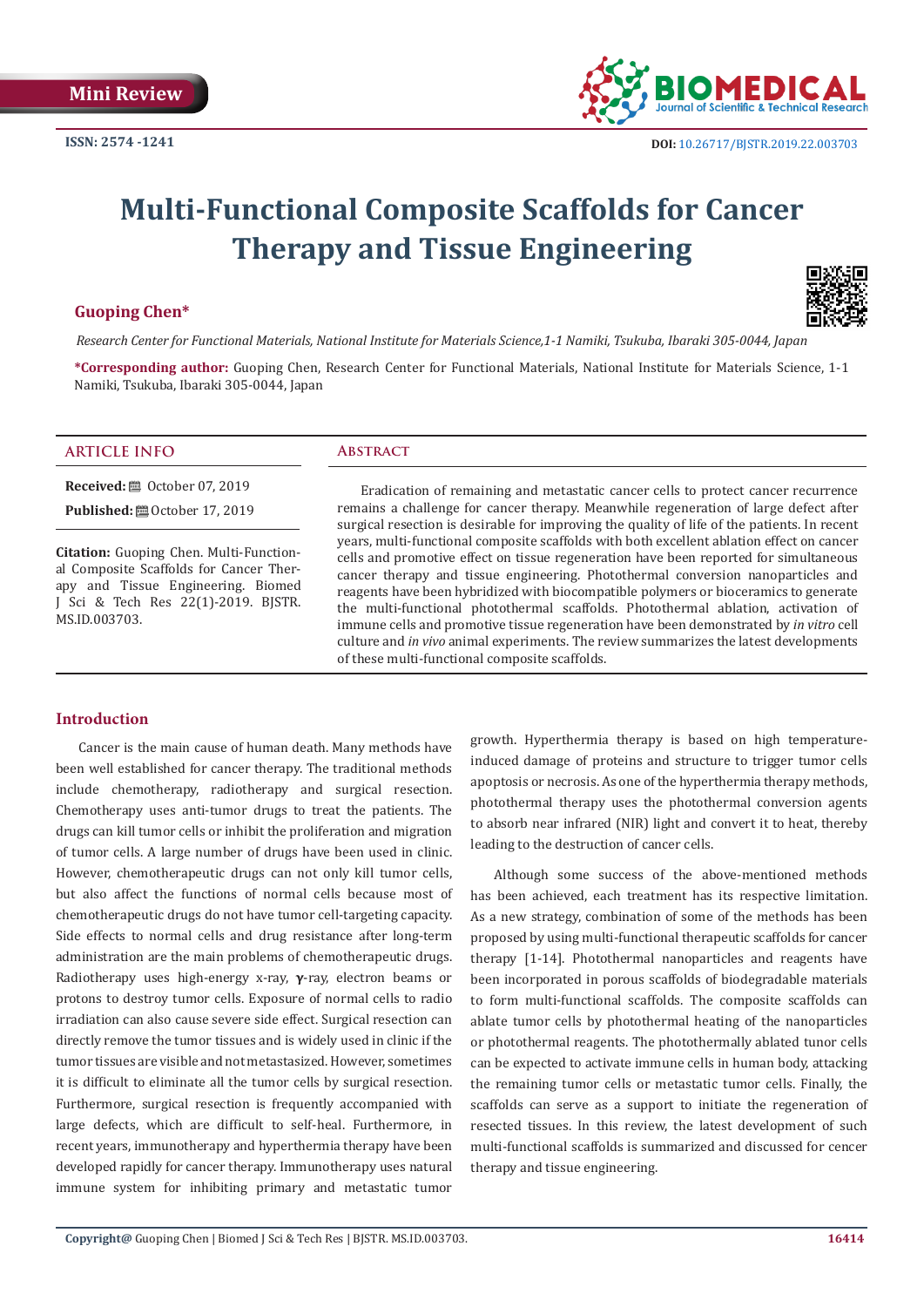Mini Review

ISSN: 2574 -1241

DOI: 10.26717/BJSTR.2019.22.003703

# Multi-Functional Composite Scaffolds for Cancer Therapy and Tissue Engineering

**Guoping Chen***

*Research Center for Functional Materials, National Institute for Materials Science,1-1 Namiki, Tsukuba, Ibaraki 305-0044, Japan*

***Corresponding author:** Guoping Chen, Research Center for Functional Materials, National Institute for Materials Science, 1-1 Namiki, Tsukuba, Ibaraki 305-0044, Japan

## ARTICLE INFO

**Received:** October 07, 2019

**Published:** October 17, 2019

**Citation:** Guoping Chen. Multi-Functional Composite Scaffolds for Cancer Therapy and Tissue Engineering. Biomed J Sci & Tech Res 22(1)-2019. BJSTR. MS.ID.003703.

## Abstract

Eradication of remaining and metastatic cancer cells to protect cancer recurrence remains a challenge for cancer therapy. Meanwhile regeneration of large defect after surgical resection is desirable for improving the quality of life of the patients. In recent years, multi-functional composite scaffolds with both excellent ablation effect on cancer cells and promotive effect on tissue regeneration have been reported for simultaneous cancer therapy and tissue engineering. Photothermal conversion nanoparticles and reagents have been hybridized with biocompatible polymers or bioceramics to generate the multi-functional photothermal scaffolds. Photothermal ablation, activation of immune cells and promotive tissue regeneration have been demonstrated by *in vitro* cell culture and *in vivo* animal experiments. The review summarizes the latest developments of these multi-functional composite scaffolds.

## Introduction

Cancer is the main cause of human death. Many methods have been well established for cancer therapy. The traditional methods include chemotherapy, radiotherapy and surgical resection. Chemotherapy uses anti-tumor drugs to treat the patients. The drugs can kill tumor cells or inhibit the proliferation and migration of tumor cells. A large number of drugs have been used in clinic. However, chemotherapeutic drugs can not only kill tumor cells, but also affect the functions of normal cells because most of chemotherapeutic drugs do not have tumor cell-targeting capacity. Side effects to normal cells and drug resistance after long-term administration are the main problems of chemotherapeutic drugs. Radiotherapy uses high-energy x-ray, **γ**-ray, electron beams or protons to destroy tumor cells. Exposure of normal cells to radio irradiation can also cause severe side effect. Surgical resection can directly remove the tumor tissues and is widely used in clinic if the tumor tissues are visible and not metastasized. However, sometimes it is difficult to eliminate all the tumor cells by surgical resection. Furthermore, surgical resection is frequently accompanied with large defects, which are difficult to self-heal. Furthermore, in recent years, immunotherapy and hyperthermia therapy have been developed rapidly for cancer therapy. Immunotherapy uses natural immune system for inhibiting primary and metastatic tumor growth. Hyperthermia therapy is based on high temperature-induced damage of proteins and structure to trigger tumor cells apoptosis or necrosis. As one of the hyperthermia therapy methods, photothermal therapy uses the photothermal conversion agents to absorb near infrared (NIR) light and convert it to heat, thereby leading to the destruction of cancer cells.

Although some success of the above-mentioned methods has been achieved, each treatment has its respective limitation. As a new strategy, combination of some of the methods has been proposed by using multi-functional therapeutic scaffolds for cancer therapy [1-14]. Photothermal nanoparticles and reagents have been incorporated in porous scaffolds of biodegradable materials to form multi-functional scaffolds. The composite scaffolds can ablate tumor cells by photothermal heating of the nanoparticles or photothermal reagents. The photothermally ablated tunor cells can be expected to activate immune cells in human body, attacking the remaining tumor cells or metastatic tumor cells. Finally, the scaffolds can serve as a support to initiate the regeneration of resected tissues. In this review, the latest development of such multi-functional scaffolds is summarized and discussed for cencer therapy and tissue engineering.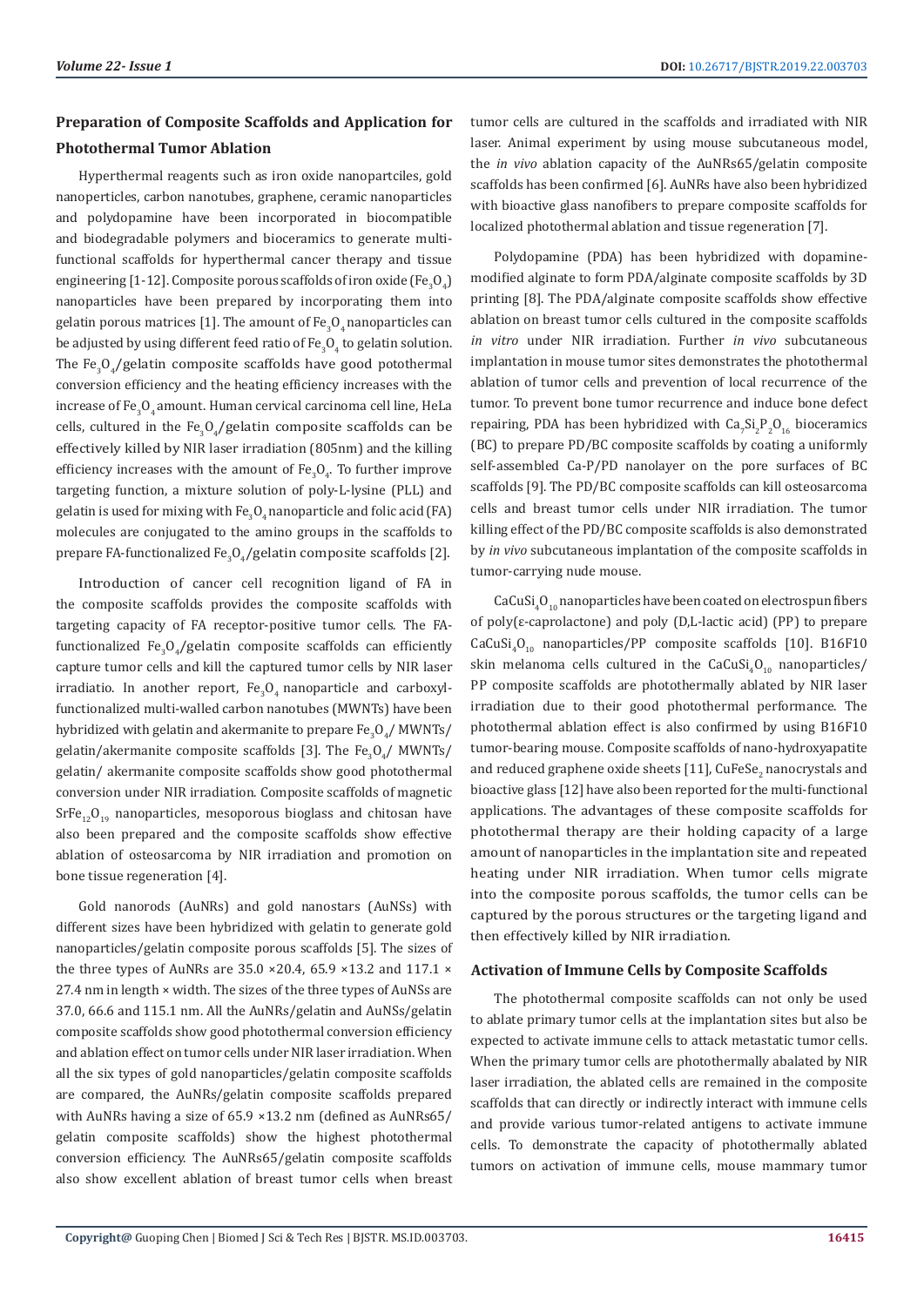## Preparation of Composite Scaffolds and Application for Photothermal Tumor Ablation

Hyperthermal reagents such as iron oxide nanopartciles, gold nanoperticles, carbon nanotubes, graphene, ceramic nanoparticles and polydopamine have been incorporated in biocompatible and biodegradable polymers and bioceramics to generate multi-functional scaffolds for hyperthermal cancer therapy and tissue engineering [1-12]. Composite porous scaffolds of iron oxide ($Fe_3O_4$) nanoparticles have been prepared by incorporating them into gelatin porous matrices [1]. The amount of $Fe_3O_4$ nanoparticles can be adjusted by using different feed ratio of $Fe_3O_4$ to gelatin solution. The $Fe_3O_4$/gelatin composite scaffolds have good potothermal conversion efficiency and the heating efficiency increases with the increase of $Fe_3O_4$ amount. Human cervical carcinoma cell line, HeLa cells, cultured in the $Fe_3O_4$/gelatin composite scaffolds can be effectively killed by NIR laser irradiation (805nm) and the killing efficiency increases with the amount of $Fe_3O_4$. To further improve targeting function, a mixture solution of poly-L-lysine (PLL) and gelatin is used for mixing with $Fe_3O_4$ nanoparticle and folic acid (FA) molecules are conjugated to the amino groups in the scaffolds to prepare FA-functionalized $Fe_3O_4$/gelatin composite scaffolds [2].

Introduction of cancer cell recognition ligand of FA in the composite scaffolds provides the composite scaffolds with targeting capacity of FA receptor-positive tumor cells. The FA-functionalized $Fe_3O_4$/gelatin composite scaffolds can efficiently capture tumor cells and kill the captured tumor cells by NIR laser irradiatio. In another report, $Fe_3O_4$ nanoparticle and carboxyl-functionalized multi-walled carbon nanotubes (MWNTs) have been hybridized with gelatin and akermanite to prepare $Fe_3O_4$/ MWNTs/ gelatin/akermanite composite scaffolds [3]. The $Fe_3O_4$/ MWNTs/ gelatin/ akermanite composite scaffolds show good photothermal conversion under NIR irradiation. Composite scaffolds of magnetic $SrFe_{12}O_{19}$ nanoparticles, mesoporous bioglass and chitosan have also been prepared and the composite scaffolds show effective ablation of osteosarcoma by NIR irradiation and promotion on bone tissue regeneration [4].

Gold nanorods (AuNRs) and gold nanostars (AuNSs) with different sizes have been hybridized with gelatin to generate gold nanoparticles/gelatin composite porous scaffolds [5]. The sizes of the three types of AuNRs are 35.0 ×20.4, 65.9 ×13.2 and 117.1 × 27.4 nm in length × width. The sizes of the three types of AuNSs are 37.0, 66.6 and 115.1 nm. All the AuNRs/gelatin and AuNSs/gelatin composite scaffolds show good photothermal conversion efficiency and ablation effect on tumor cells under NIR laser irradiation. When all the six types of gold nanoparticles/gelatin composite scaffolds are compared, the AuNRs/gelatin composite scaffolds prepared with AuNRs having a size of 65.9 ×13.2 nm (defined as AuNRs65/ gelatin composite scaffolds) show the highest photothermal conversion efficiency. The AuNRs65/gelatin composite scaffolds also show excellent ablation of breast tumor cells when breast tumor cells are cultured in the scaffolds and irradiated with NIR laser. Animal experiment by using mouse subcutaneous model, the *in vivo* ablation capacity of the AuNRs65/gelatin composite scaffolds has been confirmed [6]. AuNRs have also been hybridized with bioactive glass nanofibers to prepare composite scaffolds for localized photothermal ablation and tissue regeneration [7].

Polydopamine (PDA) has been hybridized with dopamine-modified alginate to form PDA/alginate composite scaffolds by 3D printing [8]. The PDA/alginate composite scaffolds show effective ablation on breast tumor cells cultured in the composite scaffolds *in vitro* under NIR irradiation. Further *in vivo* subcutaneous implantation in mouse tumor sites demonstrates the photothermal ablation of tumor cells and prevention of local recurrence of the tumor. To prevent bone tumor recurrence and induce bone defect repairing, PDA has been hybridized with $Ca_7Si_2P_2O_{16}$ bioceramics (BC) to prepare PD/BC composite scaffolds by coating a uniformly self-assembled Ca-P/PD nanolayer on the pore surfaces of BC scaffolds [9]. The PD/BC composite scaffolds can kill osteosarcoma cells and breast tumor cells under NIR irradiation. The tumor killing effect of the PD/BC composite scaffolds is also demonstrated by *in vivo* subcutaneous implantation of the composite scaffolds in tumor-carrying nude mouse.

$CaCuSi_4O_{10}$ nanoparticles have been coated on electrospun fibers of poly(ε-caprolactone) and poly (D,L-lactic acid) (PP) to prepare $CaCuSi_4O_{10}$ nanoparticles/PP composite scaffolds [10]. B16F10 skin melanoma cells cultured in the $CaCuSi_4O_{10}$ nanoparticles/ PP composite scaffolds are photothermally ablated by NIR laser irradiation due to their good photothermal performance. The photothermal ablation effect is also confirmed by using B16F10 tumor-bearing mouse. Composite scaffolds of nano-hydroxyapatite and reduced graphene oxide sheets [11], $CuFeSe_2$ nanocrystals and bioactive glass [12] have also been reported for the multi-functional applications. The advantages of these composite scaffolds for photothermal therapy are their holding capacity of a large amount of nanoparticles in the implantation site and repeated heating under NIR irradiation. When tumor cells migrate into the composite porous scaffolds, the tumor cells can be captured by the porous structures or the targeting ligand and then effectively killed by NIR irradiation.

## Activation of Immune Cells by Composite Scaffolds

The photothermal composite scaffolds can not only be used to ablate primary tumor cells at the implantation sites but also be expected to activate immune cells to attack metastatic tumor cells. When the primary tumor cells are photothermally abalated by NIR laser irradiation, the ablated cells are remained in the composite scaffolds that can directly or indirectly interact with immune cells and provide various tumor-related antigens to activate immune cells. To demonstrate the capacity of photothermally ablated tumors on activation of immune cells, mouse mammary tumor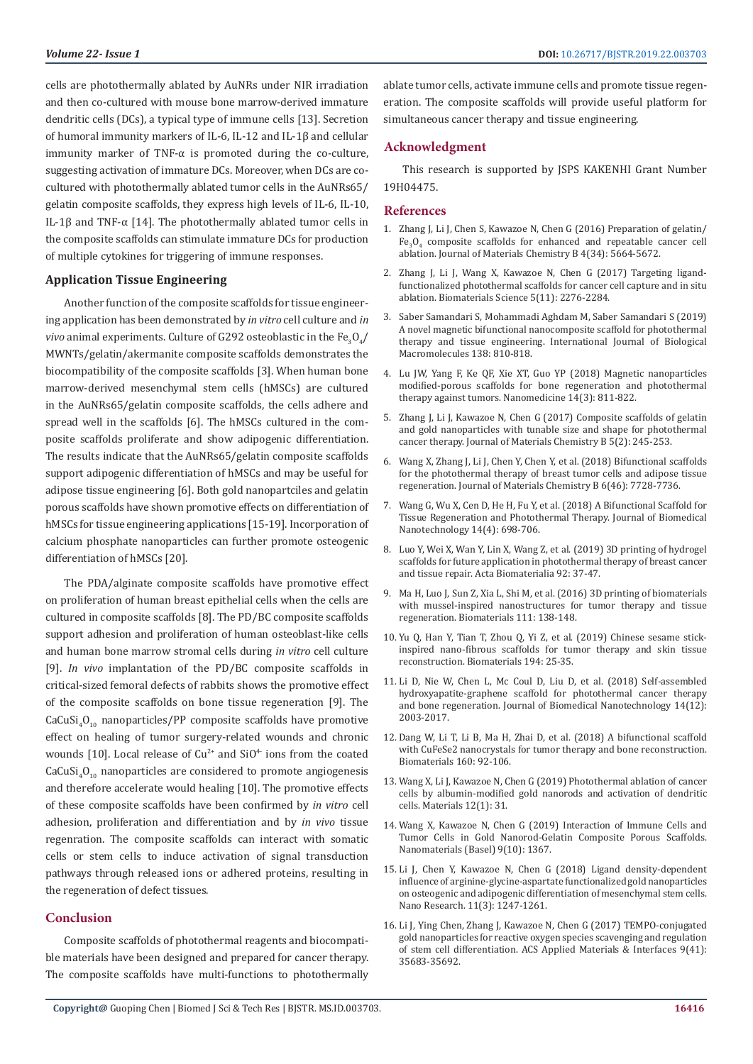cells are photothermally ablated by AuNRs under NIR irradiation and then co-cultured with mouse bone marrow-derived immature dendritic cells (DCs), a typical type of immune cells [13]. Secretion of humoral immunity markers of IL-6, IL-12 and IL-1β and cellular immunity marker of TNF-α is promoted during the co-culture, suggesting activation of immature DCs. Moreover, when DCs are co-cultured with photothermally ablated tumor cells in the AuNRs65/gelatin composite scaffolds, they express high levels of IL-6, IL-10, IL-1β and TNF-α [14]. The photothermally ablated tumor cells in the composite scaffolds can stimulate immature DCs for production of multiple cytokines for triggering of immune responses.

### Application Tissue Engineering

Another function of the composite scaffolds for tissue engineering application has been demonstrated by *in vitro* cell culture and *in vivo* animal experiments. Culture of G292 osteoblastic in the $Fe_3O_4$/MWNTs/gelatin/akermanite composite scaffolds demonstrates the biocompatibility of the composite scaffolds [3]. When human bone marrow-derived mesenchymal stem cells (hMSCs) are cultured in the AuNRs65/gelatin composite scaffolds, the cells adhere and spread well in the scaffolds [6]. The hMSCs cultured in the composite scaffolds proliferate and show adipogenic differentiation. The results indicate that the AuNRs65/gelatin composite scaffolds support adipogenic differentiation of hMSCs and may be useful for adipose tissue engineering [6]. Both gold nanopartciles and gelatin porous scaffolds have shown promotive effects on differentiation of hMSCs for tissue engineering applications [15-19]. Incorporation of calcium phosphate nanoparticles can further promote osteogenic differentiation of hMSCs [20].

The PDA/alginate composite scaffolds have promotive effect on proliferation of human breast epithelial cells when the cells are cultured in composite scaffolds [8]. The PD/BC composite scaffolds support adhesion and proliferation of human osteoblast-like cells and human bone marrow stromal cells during *in vitro* cell culture [9]. *In vivo* implantation of the PD/BC composite scaffolds in critical-sized femoral defects of rabbits shows the promotive effect of the composite scaffolds on bone tissue regeneration [9]. The $CaCuSi_4O_{10}$ nanoparticles/PP composite scaffolds have promotive effect on healing of tumor surgery-related wounds and chronic wounds [10]. Local release of $Cu^{2+}$ and $SiO^{4-}$ ions from the coated $CaCuSi_4O_{10}$ nanoparticles are considered to promote angiogenesis and therefore accelerate would healing [10]. The promotive effects of these composite scaffolds have been confirmed by *in vitro* cell adhesion, proliferation and differentiation and by *in vivo* tissue regenration. The composite scaffolds can interact with somatic cells or stem cells to induce activation of signal transduction pathways through released ions or adhered proteins, resulting in the regeneration of defect tissues.

## Conclusion

Composite scaffolds of photothermal reagents and biocompatible materials have been designed and prepared for cancer therapy. The composite scaffolds have multi-functions to photothermally ablate tumor cells, activate immune cells and promote tissue regeneration. The composite scaffolds will provide useful platform for simultaneous cancer therapy and tissue engineering.

## Acknowledgment

This research is supported by JSPS KAKENHI Grant Number 19H04475.

## References

1. Zhang J, Li J, Chen S, Kawazoe N, Chen G (2016) Preparation of gelatin/$Fe_3O_4$ composite scaffolds for enhanced and repeatable cancer cell ablation. Journal of Materials Chemistry B 4(34): 5664-5672.
2. Zhang J, Li J, Wang X, Kawazoe N, Chen G (2017) Targeting ligand-functionalized photothermal scaffolds for cancer cell capture and in situ ablation. Biomaterials Science 5(11): 2276-2284.
3. Saber Samandari S, Mohammadi Aghdam M, Saber Samandari S (2019) A novel magnetic bifunctional nanocomposite scaffold for photothermal therapy and tissue engineering. International Journal of Biological Macromolecules 138: 810-818.
4. Lu JW, Yang F, Ke QF, Xie XT, Guo YP (2018) Magnetic nanoparticles modified-porous scaffolds for bone regeneration and photothermal therapy against tumors. Nanomedicine 14(3): 811-822.
5. Zhang J, Li J, Kawazoe N, Chen G (2017) Composite scaffolds of gelatin and gold nanoparticles with tunable size and shape for photothermal cancer therapy. Journal of Materials Chemistry B 5(2): 245-253.
6. Wang X, Zhang J, Li J, Chen Y, Chen Y, et al. (2018) Bifunctional scaffolds for the photothermal therapy of breast tumor cells and adipose tissue regeneration. Journal of Materials Chemistry B 6(46): 7728-7736.
7. Wang G, Wu X, Cen D, He H, Fu Y, et al. (2018) A Bifunctional Scaffold for Tissue Regeneration and Photothermal Therapy. Journal of Biomedical Nanotechnology 14(4): 698-706.
8. Luo Y, Wei X, Wan Y, Lin X, Wang Z, et al. (2019) 3D printing of hydrogel scaffolds for future application in photothermal therapy of breast cancer and tissue repair. Acta Biomaterialia 92: 37-47.
9. Ma H, Luo J, Sun Z, Xia L, Shi M, et al. (2016) 3D printing of biomaterials with mussel-inspired nanostructures for tumor therapy and tissue regeneration. Biomaterials 111: 138-148.
10. Yu Q, Han Y, Tian T, Zhou Q, Yi Z, et al. (2019) Chinese sesame stick-inspired nano-fibrous scaffolds for tumor therapy and skin tissue reconstruction. Biomaterials 194: 25-35.
11. Li D, Nie W, Chen L, Mc Coul D, Liu D, et al. (2018) Self-assembled hydroxyapatite-graphene scaffold for photothermal cancer therapy and bone regeneration. Journal of Biomedical Nanotechnology 14(12): 2003-2017.
12. Dang W, Li T, Li B, Ma H, Zhai D, et al. (2018) A bifunctional scaffold with CuFeSe2 nanocrystals for tumor therapy and bone reconstruction. Biomaterials 160: 92-106.
13. Wang X, Li J, Kawazoe N, Chen G (2019) Photothermal ablation of cancer cells by albumin-modified gold nanorods and activation of dendritic cells. Materials 12(1): 31.
14. Wang X, Kawazoe N, Chen G (2019) Interaction of Immune Cells and Tumor Cells in Gold Nanorod-Gelatin Composite Porous Scaffolds. Nanomaterials (Basel) 9(10): 1367.
15. Li J, Chen Y, Kawazoe N, Chen G (2018) Ligand density-dependent influence of arginine-glycine-aspartate functionalized gold nanoparticles on osteogenic and adipogenic differentiation of mesenchymal stem cells. Nano Research. 11(3): 1247-1261.
16. Li J, Ying Chen, Zhang J, Kawazoe N, Chen G (2017) TEMPO-conjugated gold nanoparticles for reactive oxygen species scavenging and regulation of stem cell differentiation. ACS Applied Materials & Interfaces 9(41): 35683-35692.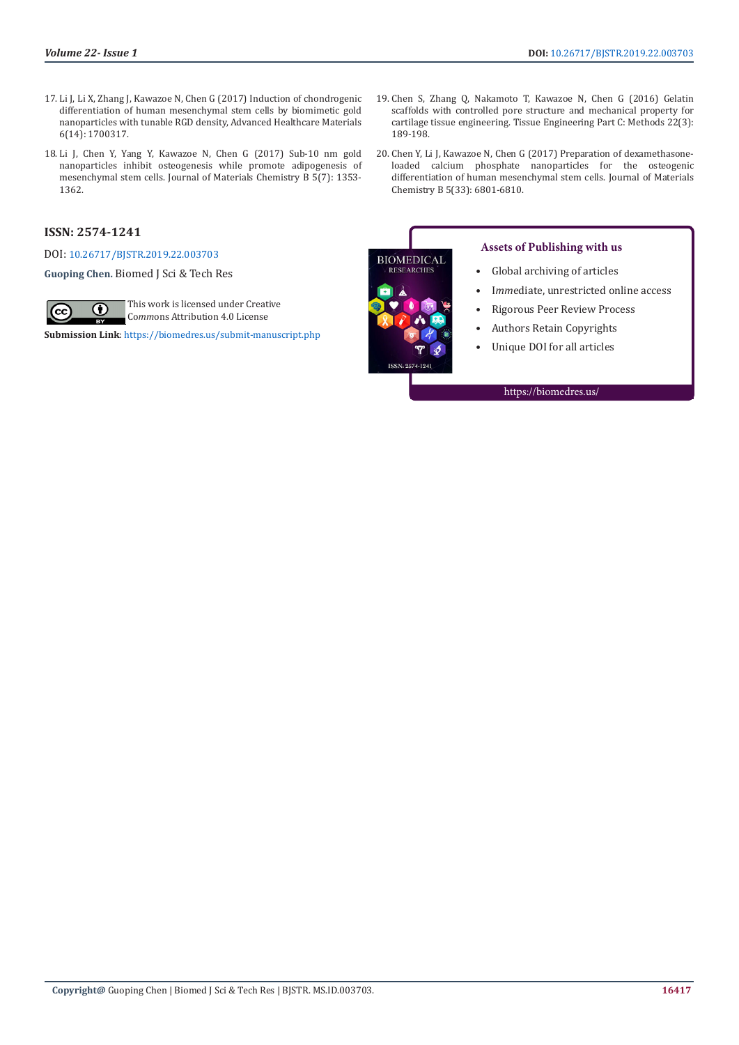17. Li J, Li X, Zhang J, Kawazoe N, Chen G (2017) Induction of chondrogenic differentiation of human mesenchymal stem cells by biomimetic gold nanoparticles with tunable RGD density, Advanced Healthcare Materials 6(14): 1700317.
18. Li J, Chen Y, Yang Y, Kawazoe N, Chen G (2017) Sub-10 nm gold nanoparticles inhibit osteogenesis while promote adipogenesis of mesenchymal stem cells. Journal of Materials Chemistry B 5(7): 1353-1362.
19. Chen S, Zhang Q, Nakamoto T, Kawazoe N, Chen G (2016) Gelatin scaffolds with controlled pore structure and mechanical property for cartilage tissue engineering. Tissue Engineering Part C: Methods 22(3): 189-198.
20. Chen Y, Li J, Kawazoe N, Chen G (2017) Preparation of dexamethasone-loaded calcium phosphate nanoparticles for the osteogenic differentiation of human mesenchymal stem cells. Journal of Materials Chemistry B 5(33): 6801-6810.

**ISSN: 2574-1241**

DOI: 10.26717/BJSTR.2019.22.003703

**Guoping Chen.** Biomed J Sci & Tech Res

This work is licensed under Creative Commons Attribution 4.0 License

**Submission Link**: https://biomedres.us/submit-manuscript.php

**Assets of Publishing with us**

- Global archiving of articles
- Immediate, unrestricted online access
- Rigorous Peer Review Process
- Authors Retain Copyrights
- Unique DOI for all articles

https://biomedres.us/